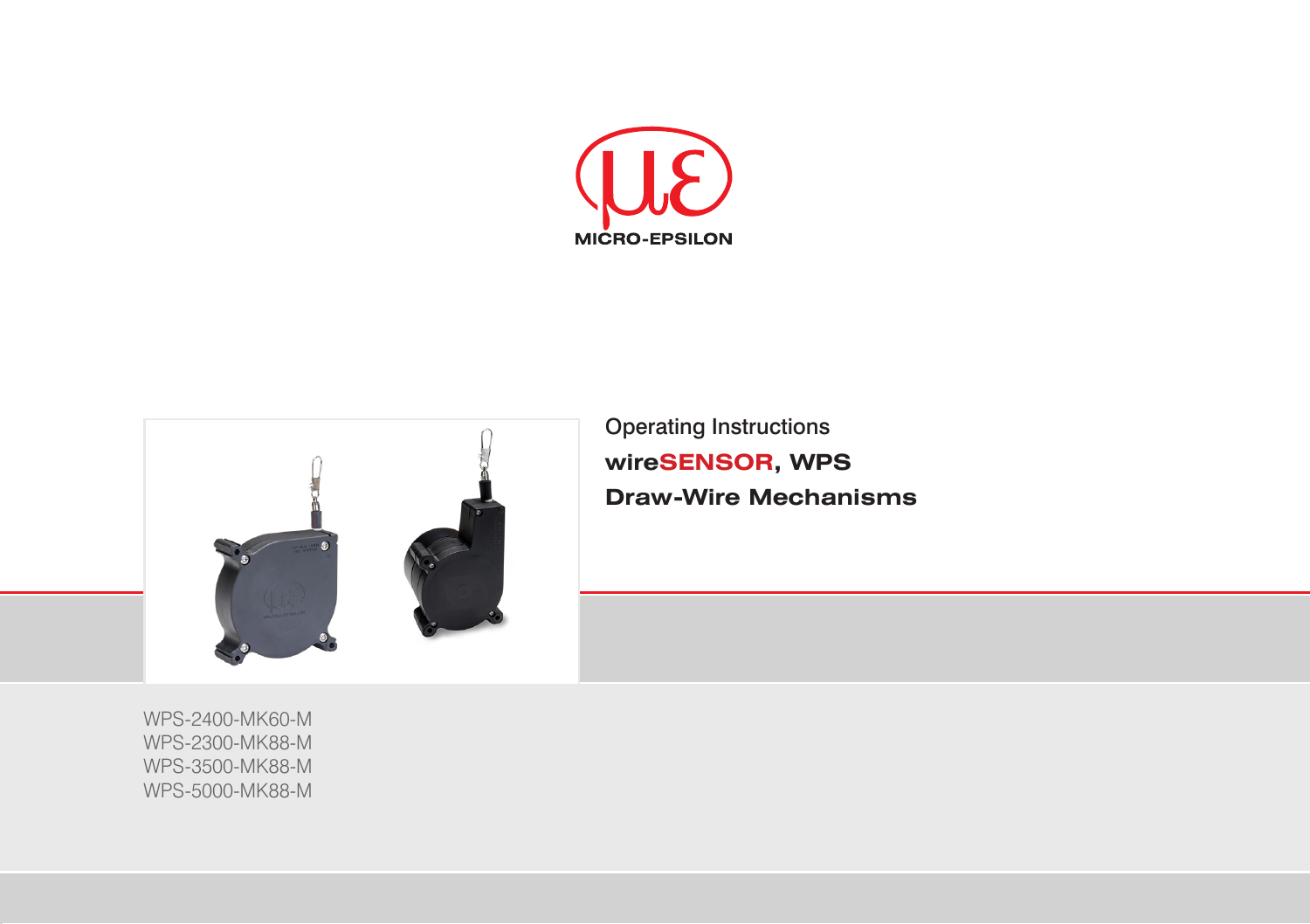MICRO-EPSILON

Operating Instructions

# wireSENSOR, WPS

# Draw-Wire Mechanisms

WPS-2400-MK60-M
WPS-2300-MK88-M
WPS-3500-MK88-M
WPS-5000-MK88-M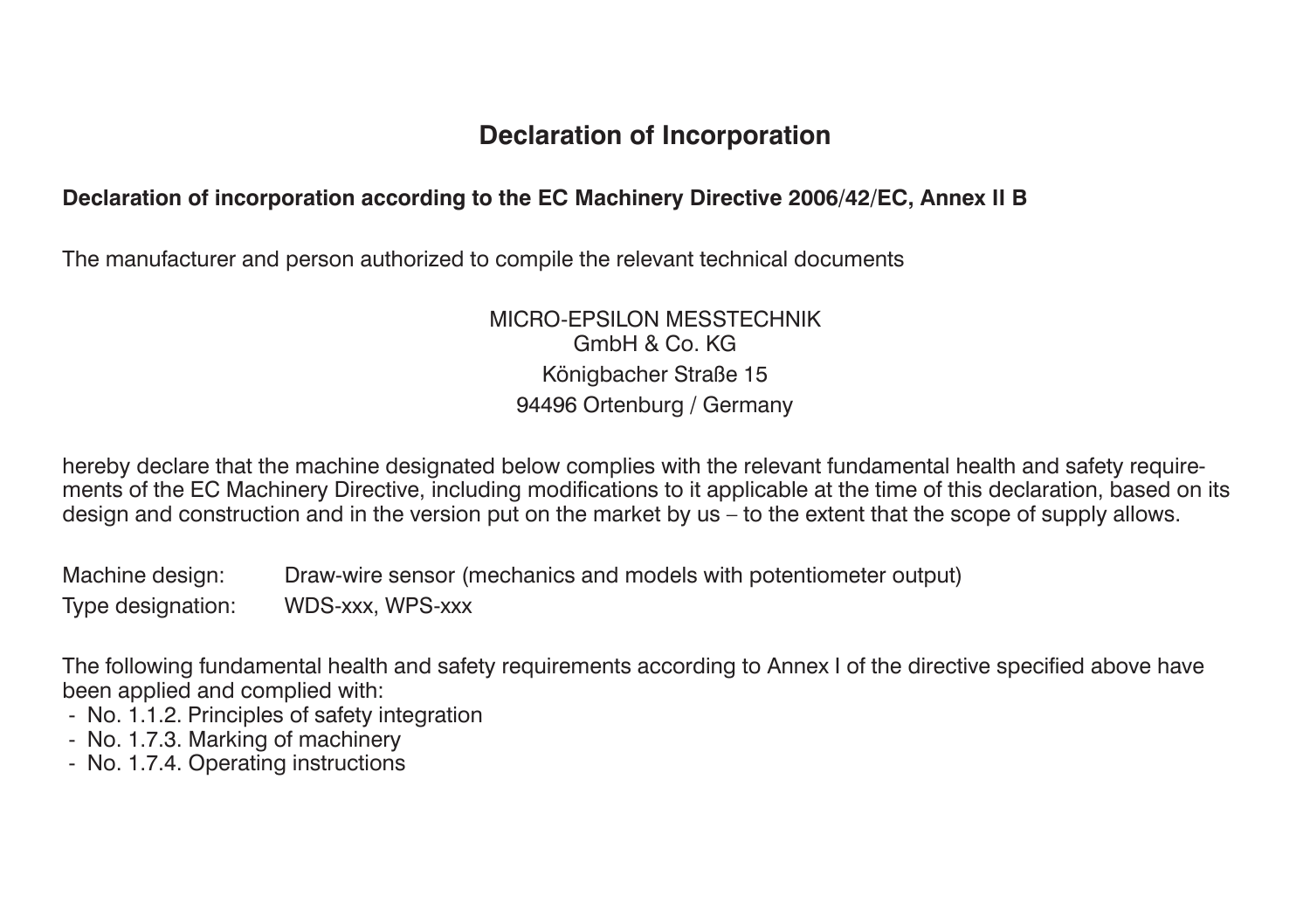# Declaration of Incorporation

**Declaration of incorporation according to the EC Machinery Directive 2006/42/EC, Annex II B**

The manufacturer and person authorized to compile the relevant technical documents

MICRO-EPSILON MESSTECHNIK
GmbH & Co. KG
Königbacher Straße 15
94496 Ortenburg / Germany

hereby declare that the machine designated below complies with the relevant fundamental health and safety requirements of the EC Machinery Directive, including modifications to it applicable at the time of this declaration, based on its design and construction and in the version put on the market by us – to the extent that the scope of supply allows.

Machine design: Draw-wire sensor (mechanics and models with potentiometer output)
Type designation: WDS-xxx, WPS-xxx

The following fundamental health and safety requirements according to Annex I of the directive specified above have been applied and complied with:

- No. 1.1.2. Principles of safety integration
- No. 1.7.3. Marking of machinery
- No. 1.7.4. Operating instructions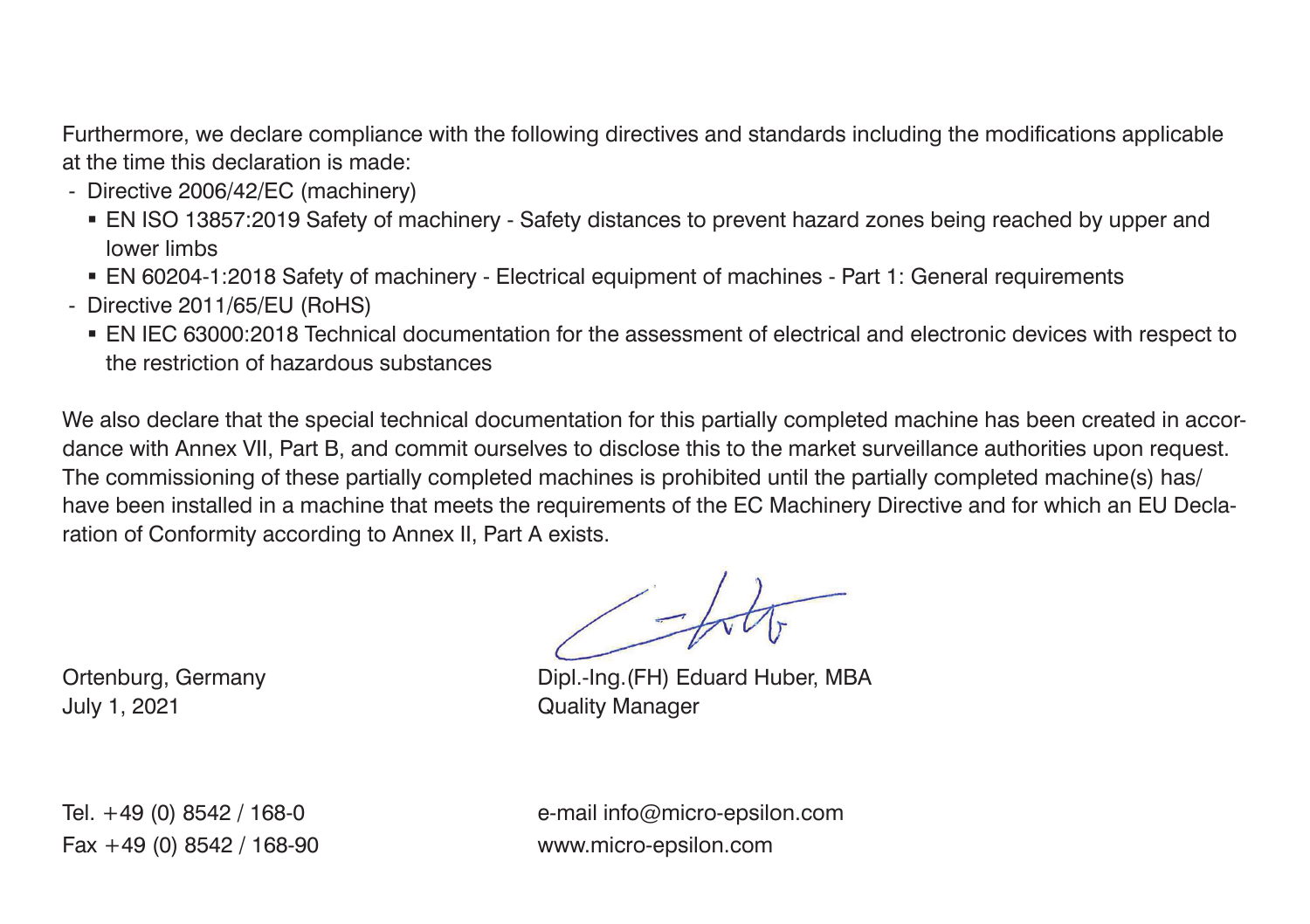Furthermore, we declare compliance with the following directives and standards including the modifications applicable at the time this declaration is made:

- Directive 2006/42/EC (machinery)
  - EN ISO 13857:2019 Safety of machinery - Safety distances to prevent hazard zones being reached by upper and lower limbs
  - EN 60204-1:2018 Safety of machinery - Electrical equipment of machines - Part 1: General requirements
- Directive 2011/65/EU (RoHS)
  - EN IEC 63000:2018 Technical documentation for the assessment of electrical and electronic devices with respect to the restriction of hazardous substances

We also declare that the special technical documentation for this partially completed machine has been created in accordance with Annex VII, Part B, and commit ourselves to disclose this to the market surveillance authorities upon request. The commissioning of these partially completed machines is prohibited until the partially completed machine(s) has/have been installed in a machine that meets the requirements of the EC Machinery Directive and for which an EU Declaration of Conformity according to Annex II, Part A exists.

Ortenburg, Germany
July 1, 2021

Dipl.-Ing.(FH) Eduard Huber, MBA
Quality Manager

Tel. +49 (0) 8542 / 168-0
Fax +49 (0) 8542 / 168-90

e-mail info@micro-epsilon.com
www.micro-epsilon.com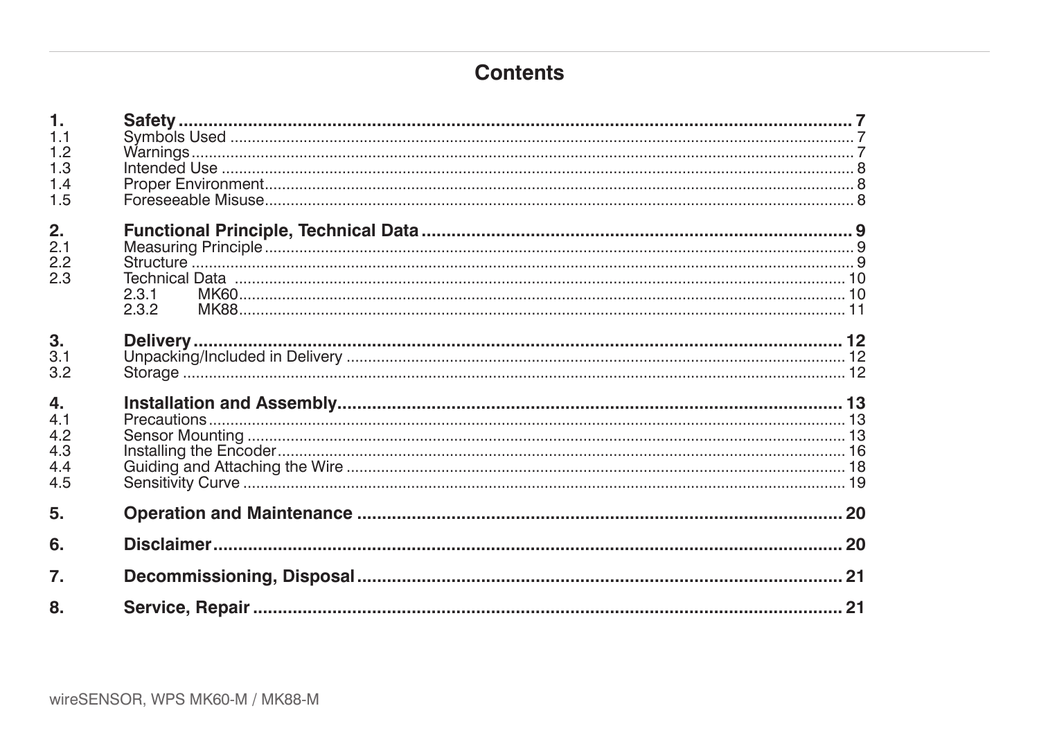# Contents

| | | |
|---|---|---|
| **1.** | **Safety** | **7** |
| 1.1 | Symbols Used | 7 |
| 1.2 | Warnings | 7 |
| 1.3 | Intended Use | 8 |
| 1.4 | Proper Environment | 8 |
| 1.5 | Foreseeable Misuse | 8 |
| **2.** | **Functional Principle, Technical Data** | **9** |
| 2.1 | Measuring Principle | 9 |
| 2.2 | Structure | 9 |
| 2.3 | Technical Data | 10 |
| | 2.3.1 MK60 | 10 |
| | 2.3.2 MK88 | 11 |
| **3.** | **Delivery** | **12** |
| 3.1 | Unpacking/Included in Delivery | 12 |
| 3.2 | Storage | 12 |
| **4.** | **Installation and Assembly** | **13** |
| 4.1 | Precautions | 13 |
| 4.2 | Sensor Mounting | 13 |
| 4.3 | Installing the Encoder | 16 |
| 4.4 | Guiding and Attaching the Wire | 18 |
| 4.5 | Sensitivity Curve | 19 |
| **5.** | **Operation and Maintenance** | **20** |
| **6.** | **Disclaimer** | **20** |
| **7.** | **Decommissioning, Disposal** | **21** |
| **8.** | **Service, Repair** | **21** |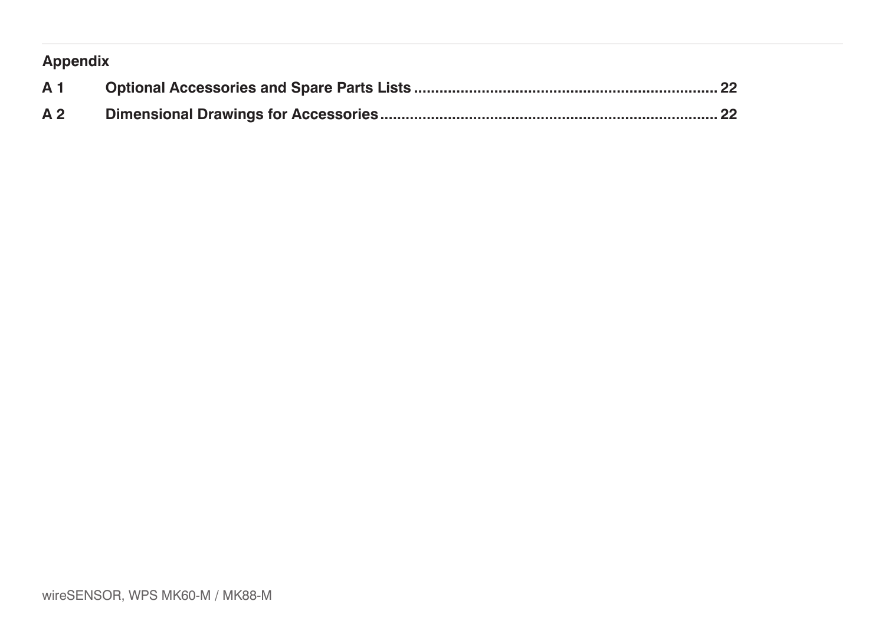**Appendix**

**A 1 Optional Accessories and Spare Parts Lists ........................................................................ 22**

**A 2 Dimensional Drawings for Accessories ............................................................................... 22**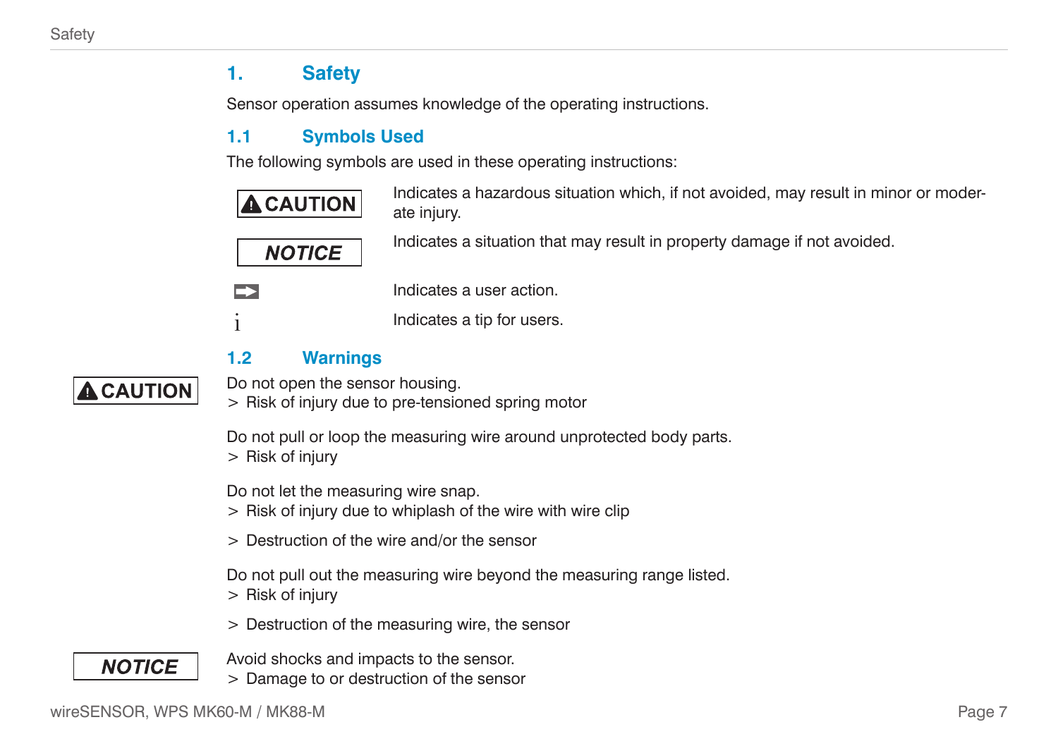# 1. Safety

Sensor operation assumes knowledge of the operating instructions.

## 1.1 Symbols Used

The following symbols are used in these operating instructions:

| | |
|---|---|
| **⚠ CAUTION** | Indicates a hazardous situation which, if not avoided, may result in minor or moderate injury. |
| ***NOTICE*** | Indicates a situation that may result in property damage if not avoided. |
| ➡ | Indicates a user action. |
| i | Indicates a tip for users. |

## 1.2 Warnings

**⚠ CAUTION**

Do not open the sensor housing.
> Risk of injury due to pre-tensioned spring motor

Do not pull or loop the measuring wire around unprotected body parts.
> Risk of injury

Do not let the measuring wire snap.
> Risk of injury due to whiplash of the wire with wire clip
> Destruction of the wire and/or the sensor

Do not pull out the measuring wire beyond the measuring range listed.
> Risk of injury
> Destruction of the measuring wire, the sensor

***NOTICE***

Avoid shocks and impacts to the sensor.
> Damage to or destruction of the sensor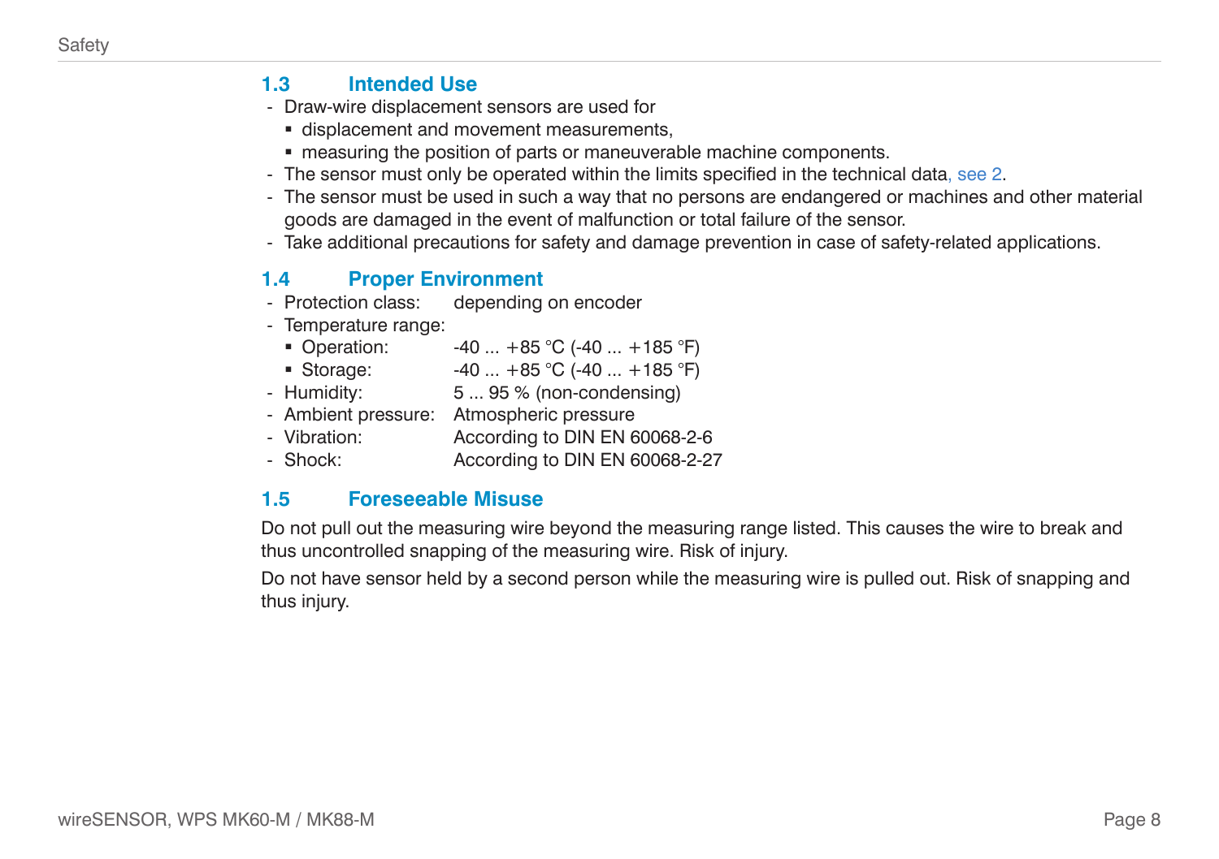## 1.3 Intended Use

- Draw-wire displacement sensors are used for
  - displacement and movement measurements,
  - measuring the position of parts or maneuverable machine components.
- The sensor must only be operated within the limits specified in the technical data, see 2.
- The sensor must be used in such a way that no persons are endangered or machines and other material goods are damaged in the event of malfunction or total failure of the sensor.
- Take additional precautions for safety and damage prevention in case of safety-related applications.

## 1.4 Proper Environment

- Protection class: depending on encoder
- Temperature range:
  - Operation: -40 ... +85 °C (-40 ... +185 °F)
  - Storage: -40 ... +85 °C (-40 ... +185 °F)
- Humidity: 5 ... 95 % (non-condensing)
- Ambient pressure: Atmospheric pressure
- Vibration: According to DIN EN 60068-2-6
- Shock: According to DIN EN 60068-2-27

## 1.5 Foreseeable Misuse

Do not pull out the measuring wire beyond the measuring range listed. This causes the wire to break and thus uncontrolled snapping of the measuring wire. Risk of injury.

Do not have sensor held by a second person while the measuring wire is pulled out. Risk of snapping and thus injury.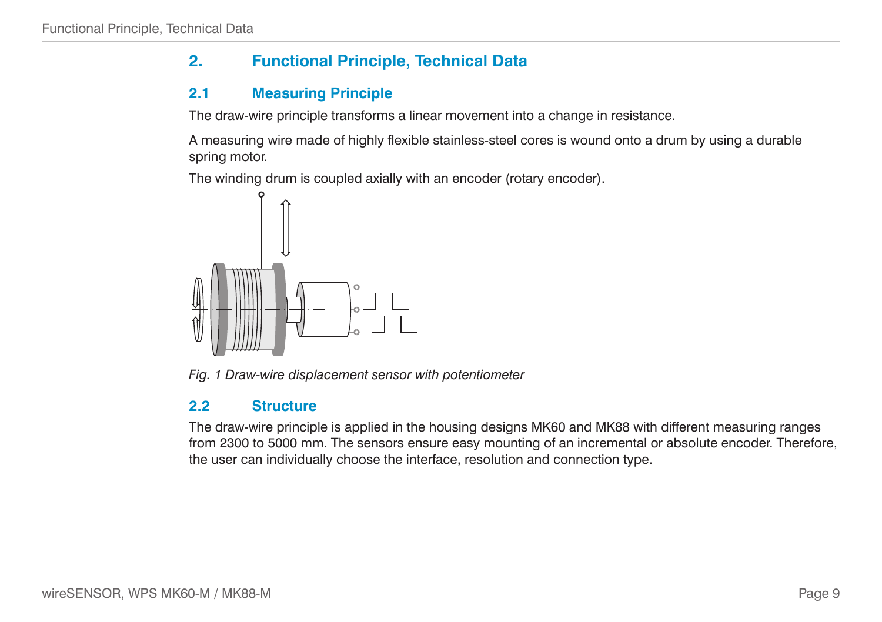# 2. Functional Principle, Technical Data

## 2.1 Measuring Principle

The draw-wire principle transforms a linear movement into a change in resistance.

A measuring wire made of highly flexible stainless-steel cores is wound onto a drum by using a durable spring motor.

The winding drum is coupled axially with an encoder (rotary encoder).

*Fig. 1 Draw-wire displacement sensor with potentiometer*

## 2.2 Structure

The draw-wire principle is applied in the housing designs MK60 and MK88 with different measuring ranges from 2300 to 5000 mm. The sensors ensure easy mounting of an incremental or absolute encoder. Therefore, the user can individually choose the interface, resolution and connection type.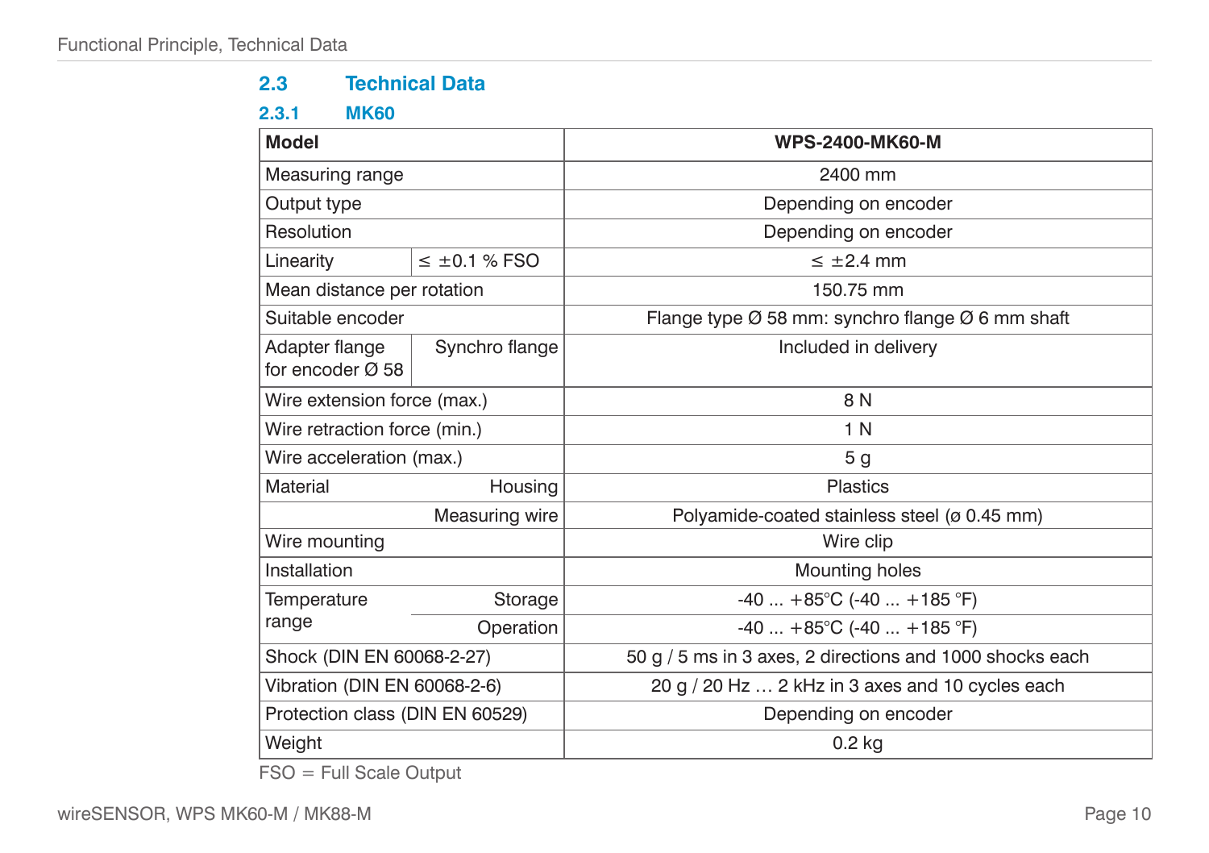## 2.3 Technical Data

### 2.3.1 MK60

| Model | | WPS-2400-MK60-M |
|---|---|---|
| Measuring range | | 2400 mm |
| Output type | | Depending on encoder |
| Resolution | | Depending on encoder |
| Linearity | ≤ ±0.1 % FSO | ≤ ±2.4 mm |
| Mean distance per rotation | | 150.75 mm |
| Suitable encoder | | Flange type Ø 58 mm: synchro flange Ø 6 mm shaft |
| Adapter flange for encoder Ø 58 | Synchro flange | Included in delivery |
| Wire extension force (max.) | | 8 N |
| Wire retraction force (min.) | | 1 N |
| Wire acceleration (max.) | | 5 g |
| Material | Housing | Plastics |
| | Measuring wire | Polyamide-coated stainless steel (ø 0.45 mm) |
| Wire mounting | | Wire clip |
| Installation | | Mounting holes |
| Temperature range | Storage | -40 ... +85°C (-40 ... +185 °F) |
| | Operation | -40 ... +85°C (-40 ... +185 °F) |
| Shock (DIN EN 60068-2-27) | | 50 g / 5 ms in 3 axes, 2 directions and 1000 shocks each |
| Vibration (DIN EN 60068-2-6) | | 20 g / 20 Hz … 2 kHz in 3 axes and 10 cycles each |
| Protection class (DIN EN 60529) | | Depending on encoder |
| Weight | | 0.2 kg |

FSO = Full Scale Output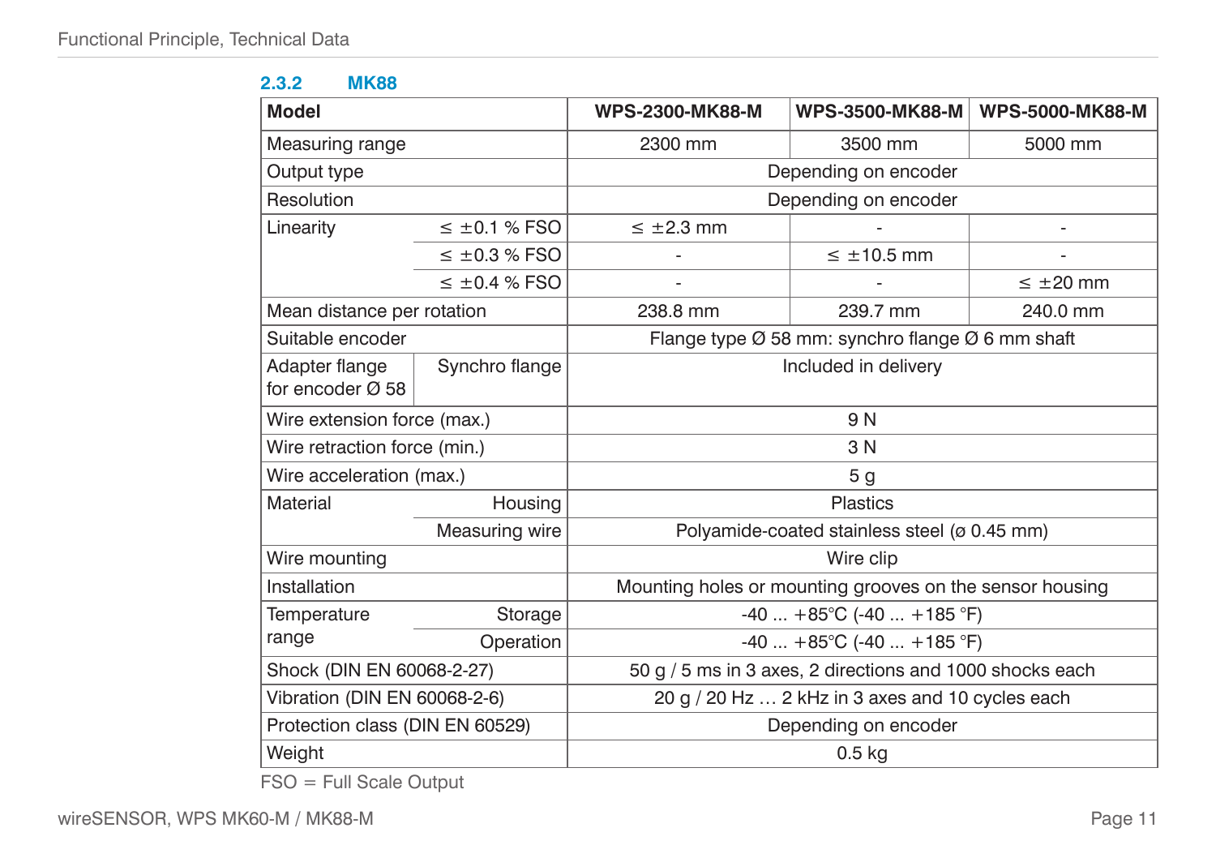### 2.3.2 MK88

| Model | | WPS-2300-MK88-M | WPS-3500-MK88-M | WPS-5000-MK88-M |
|---|---|---|---|---|
| Measuring range | | 2300 mm | 3500 mm | 5000 mm |
| Output type | | Depending on encoder | | |
| Resolution | | Depending on encoder | | |
| Linearity | ≤ ±0.1 % FSO | ≤ ±2.3 mm | - | - |
| | ≤ ±0.3 % FSO | - | ≤ ±10.5 mm | - |
| | ≤ ±0.4 % FSO | - | - | ≤ ±20 mm |
| Mean distance per rotation | | 238.8 mm | 239.7 mm | 240.0 mm |
| Suitable encoder | | Flange type Ø 58 mm: synchro flange Ø 6 mm shaft | | |
| Adapter flange for encoder Ø 58 | Synchro flange | Included in delivery | | |
| Wire extension force (max.) | | 9 N | | |
| Wire retraction force (min.) | | 3 N | | |
| Wire acceleration (max.) | | 5 g | | |
| Material | Housing | Plastics | | |
| | Measuring wire | Polyamide-coated stainless steel (ø 0.45 mm) | | |
| Wire mounting | | Wire clip | | |
| Installation | | Mounting holes or mounting grooves on the sensor housing | | |
| Temperature range | Storage | -40 ... +85°C (-40 ... +185 °F) | | |
| | Operation | -40 ... +85°C (-40 ... +185 °F) | | |
| Shock (DIN EN 60068-2-27) | | 50 g / 5 ms in 3 axes, 2 directions and 1000 shocks each | | |
| Vibration (DIN EN 60068-2-6) | | 20 g / 20 Hz … 2 kHz in 3 axes and 10 cycles each | | |
| Protection class (DIN EN 60529) | | Depending on encoder | | |
| Weight | | 0.5 kg | | |

FSO = Full Scale Output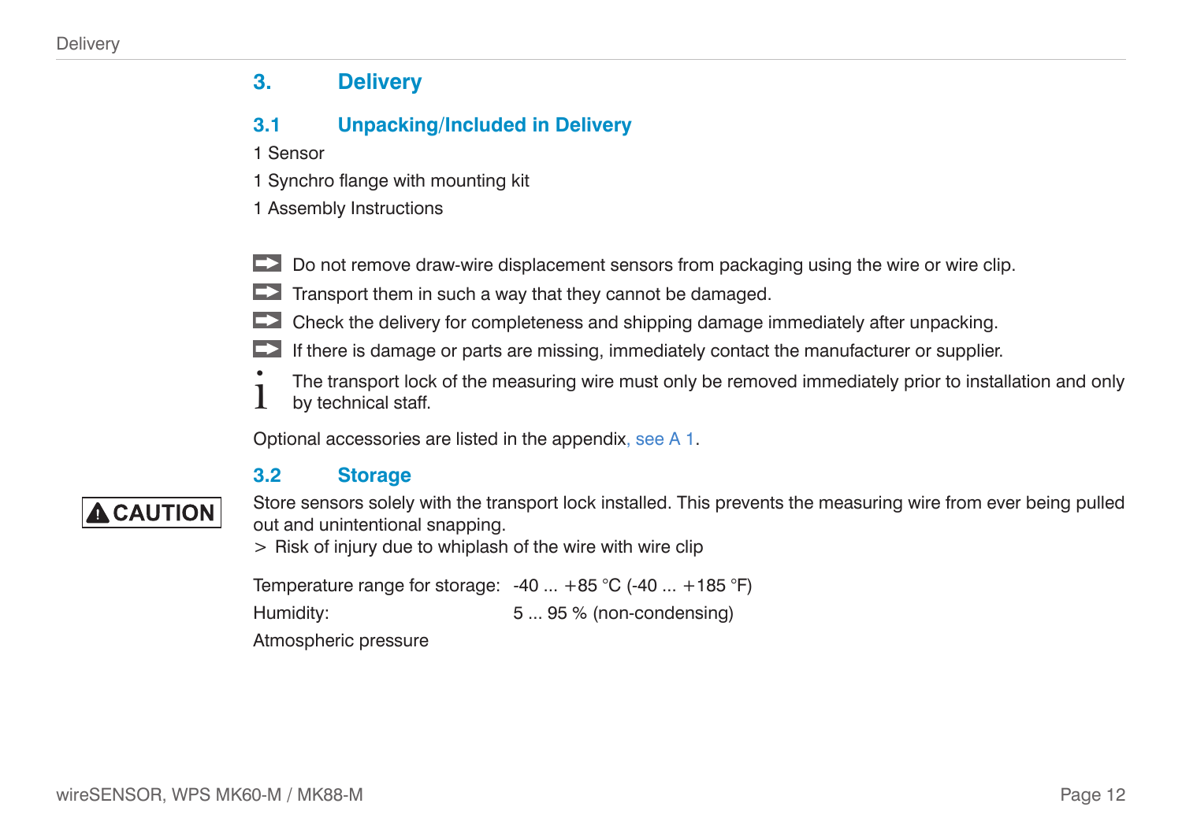# 3. Delivery

## 3.1 Unpacking/Included in Delivery

1 Sensor

1 Synchro flange with mounting kit

1 Assembly Instructions

- Do not remove draw-wire displacement sensors from packaging using the wire or wire clip.
- Transport them in such a way that they cannot be damaged.
- Check the delivery for completeness and shipping damage immediately after unpacking.
- If there is damage or parts are missing, immediately contact the manufacturer or supplier.

i The transport lock of the measuring wire must only be removed immediately prior to installation and only by technical staff.

Optional accessories are listed in the appendix, see A 1.

## 3.2 Storage

**CAUTION**

Store sensors solely with the transport lock installed. This prevents the measuring wire from ever being pulled out and unintentional snapping.
> Risk of injury due to whiplash of the wire with wire clip

| | |
|---|---|
| Temperature range for storage: | -40 ... +85 °C (-40 ... +185 °F) |
| Humidity: | 5 ... 95 % (non-condensing) |
| Atmospheric pressure | |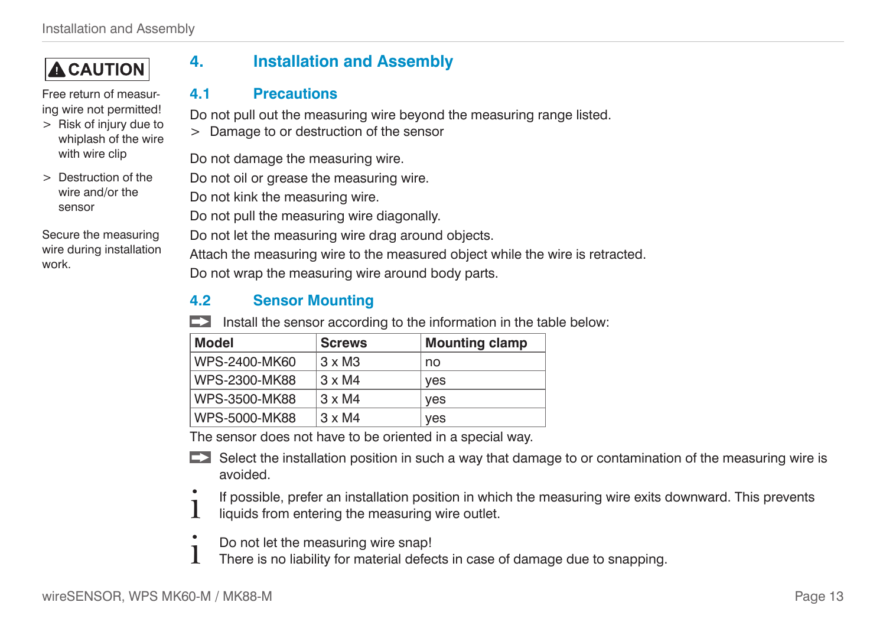# 4. Installation and Assembly

**CAUTION**

Free return of measuring wire not permitted!

> Risk of injury due to whiplash of the wire with wire clip

> Destruction of the wire and/or the sensor

Secure the measuring wire during installation work.

## 4.1 Precautions

Do not pull out the measuring wire beyond the measuring range listed.

> Damage to or destruction of the sensor

Do not damage the measuring wire.
Do not oil or grease the measuring wire.
Do not kink the measuring wire.
Do not pull the measuring wire diagonally.
Do not let the measuring wire drag around objects.
Attach the measuring wire to the measured object while the wire is retracted.
Do not wrap the measuring wire around body parts.

## 4.2 Sensor Mounting

Install the sensor according to the information in the table below:

| Model | Screws | Mounting clamp |
|---|---|---|
| WPS-2400-MK60 | 3 x M3 | no |
| WPS-2300-MK88 | 3 x M4 | yes |
| WPS-3500-MK88 | 3 x M4 | yes |
| WPS-5000-MK88 | 3 x M4 | yes |

The sensor does not have to be oriented in a special way.

Select the installation position in such a way that damage to or contamination of the measuring wire is avoided.

i If possible, prefer an installation position in which the measuring wire exits downward. This prevents liquids from entering the measuring wire outlet.

i Do not let the measuring wire snap!
There is no liability for material defects in case of damage due to snapping.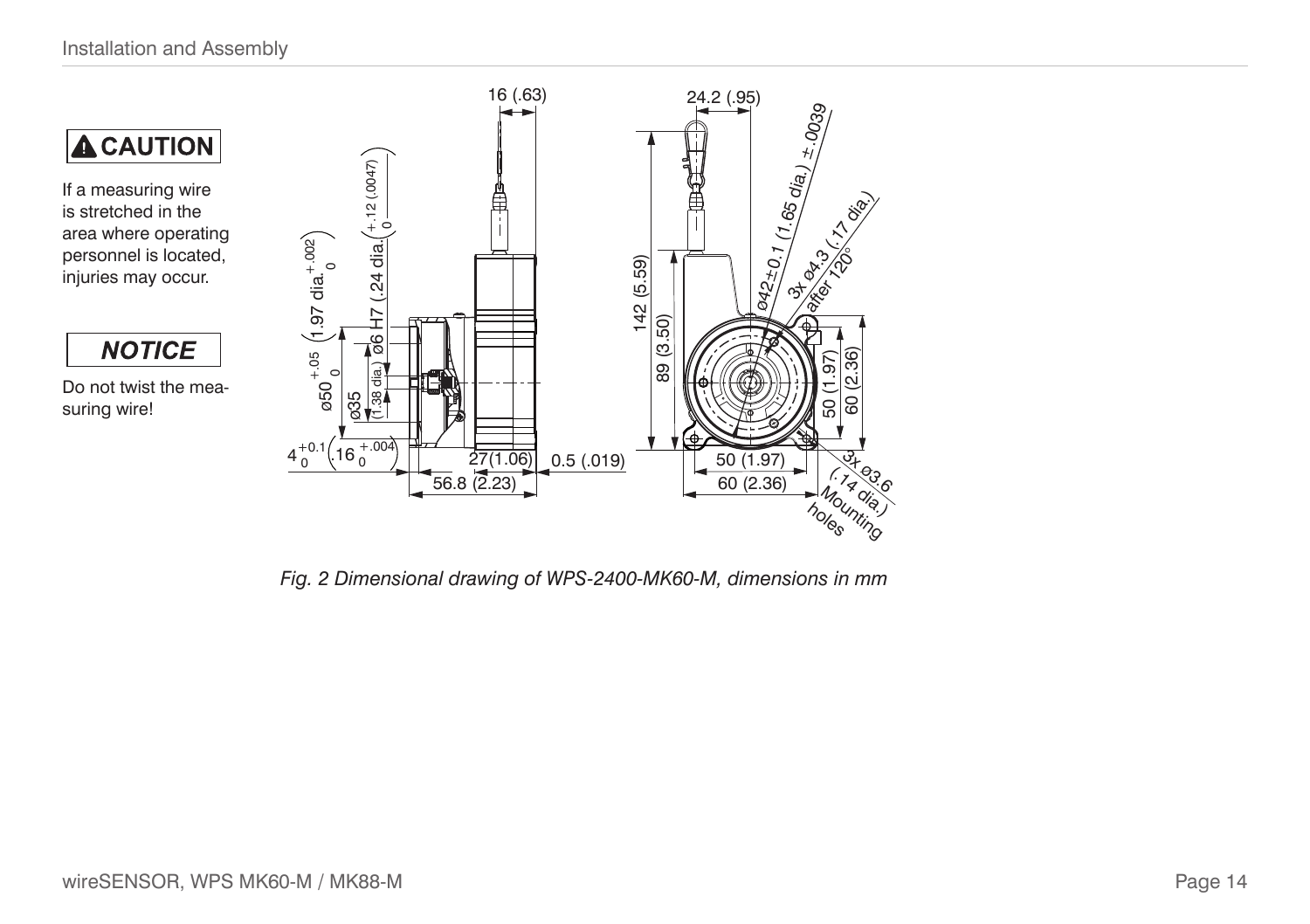**⚠ CAUTION**

If a measuring wire is stretched in the area where operating personnel is located, injuries may occur.

***NOTICE***

Do not twist the measuring wire!

*Fig. 2 Dimensional drawing of WPS-2400-MK60-M, dimensions in mm*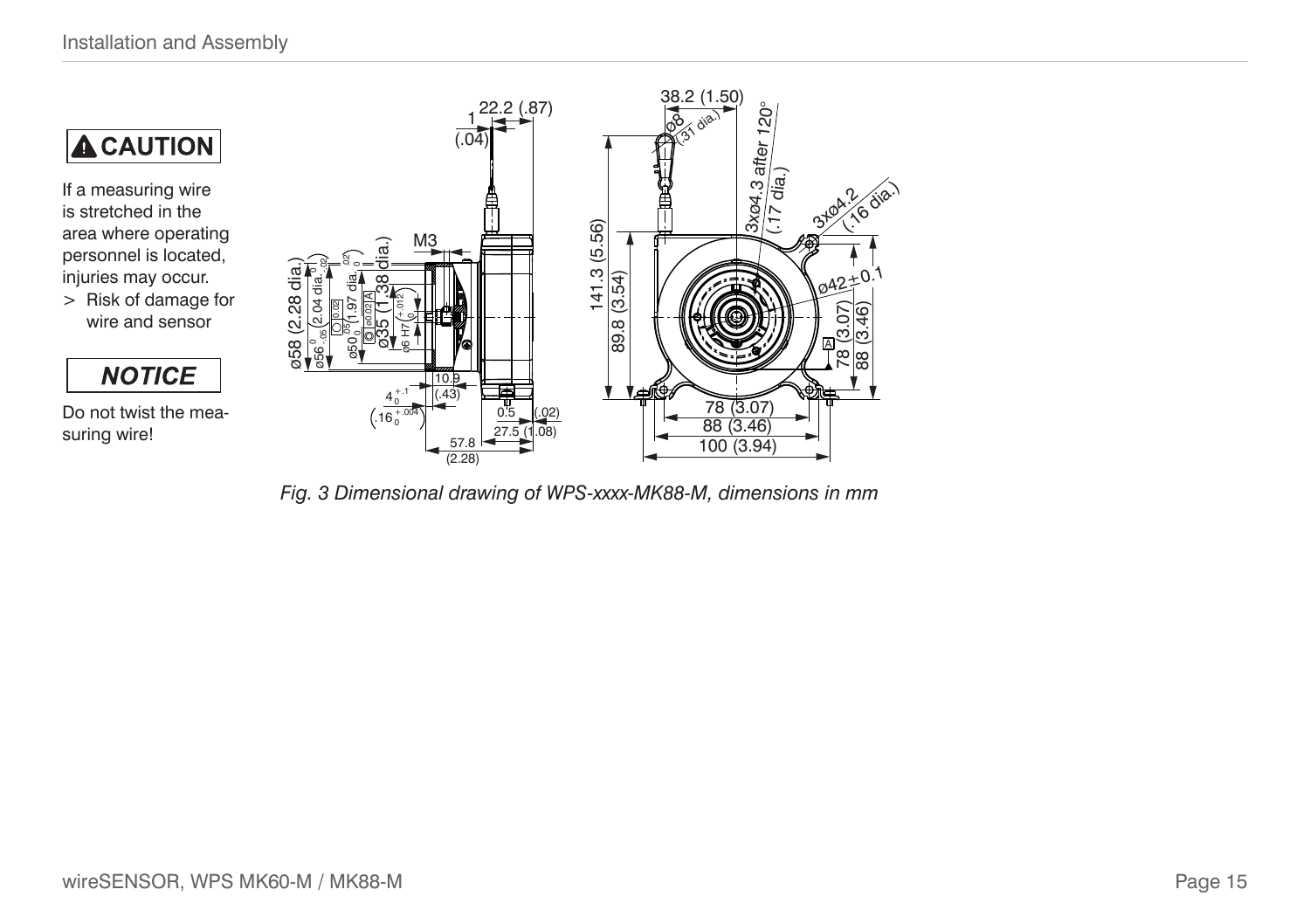**⚠ CAUTION**

If a measuring wire is stretched in the area where operating personnel is located, injuries may occur.

> Risk of damage for wire and sensor

***NOTICE***

Do not twist the measuring wire!

*Fig. 3 Dimensional drawing of WPS-xxxx-MK88-M, dimensions in mm*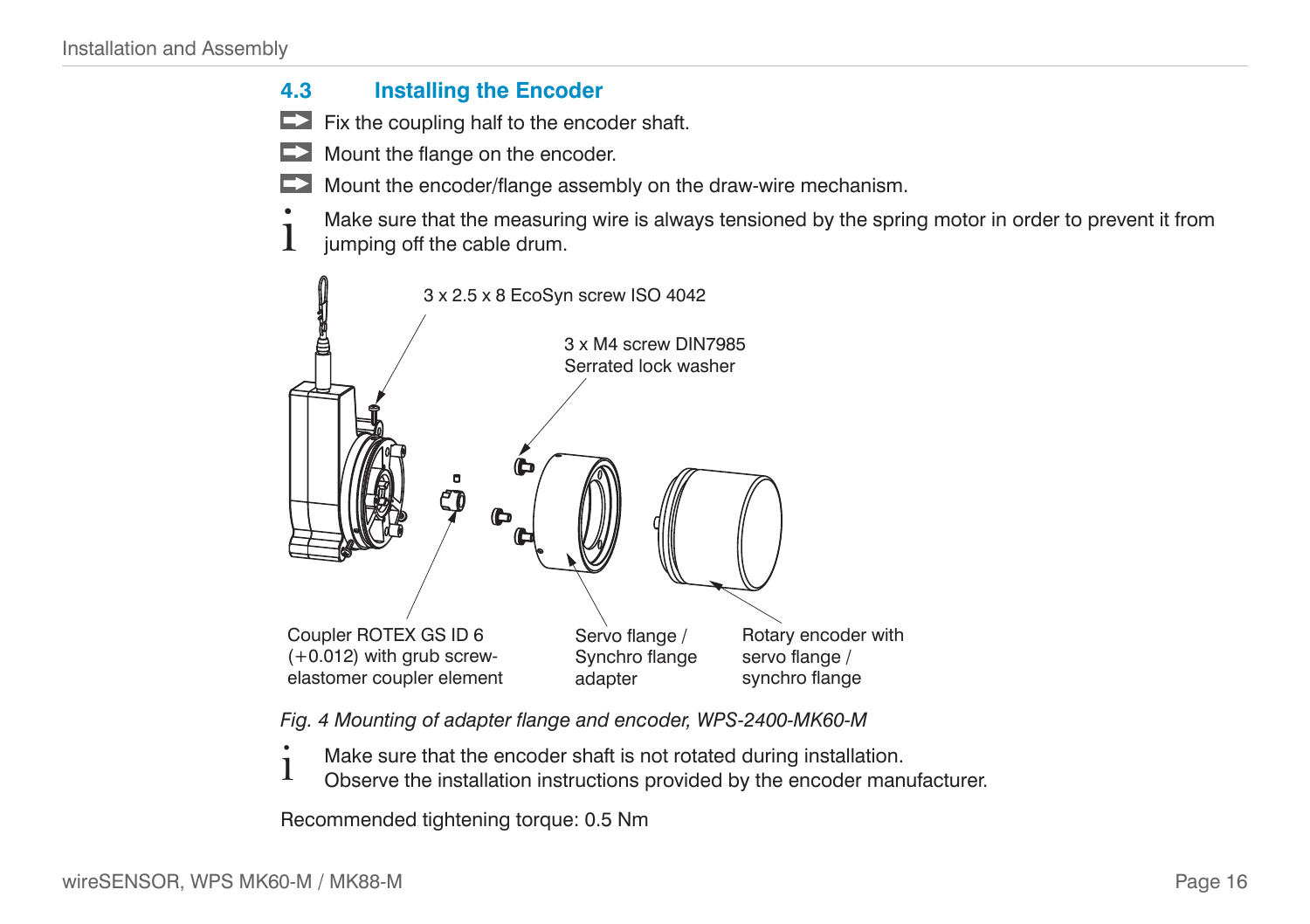## 4.3 Installing the Encoder

- Fix the coupling half to the encoder shaft.
- Mount the flange on the encoder.
- Mount the encoder/flange assembly on the draw-wire mechanism.

i Make sure that the measuring wire is always tensioned by the spring motor in order to prevent it from jumping off the cable drum.

3 x 2.5 x 8 EcoSyn screw ISO 4042

3 x M4 screw DIN7985 Serrated lock washer

Coupler ROTEX GS ID 6 (+0.012) with grub screw-elastomer coupler element

Servo flange / Synchro flange adapter

Rotary encoder with servo flange / synchro flange

*Fig. 4 Mounting of adapter flange and encoder, WPS-2400-MK60-M*

i Make sure that the encoder shaft is not rotated during installation.
Observe the installation instructions provided by the encoder manufacturer.

Recommended tightening torque: 0.5 Nm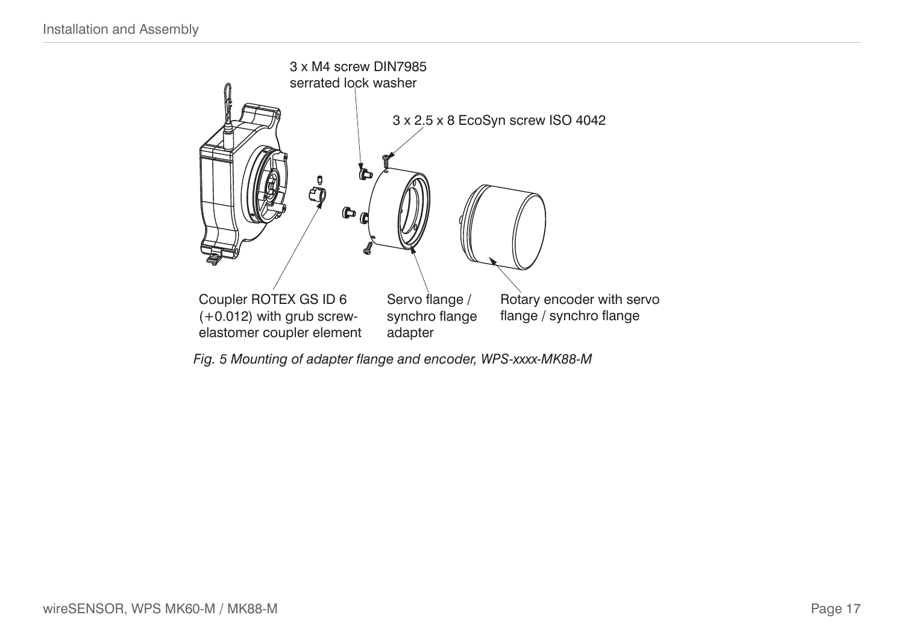3 x M4 screw DIN7985 serrated lock washer

3 x 2.5 x 8 EcoSyn screw ISO 4042

Coupler ROTEX GS ID 6 (+0.012) with grub screw-elastomer coupler element

Servo flange / synchro flange adapter

Rotary encoder with servo flange / synchro flange

*Fig. 5 Mounting of adapter flange and encoder, WPS-xxxx-MK88-M*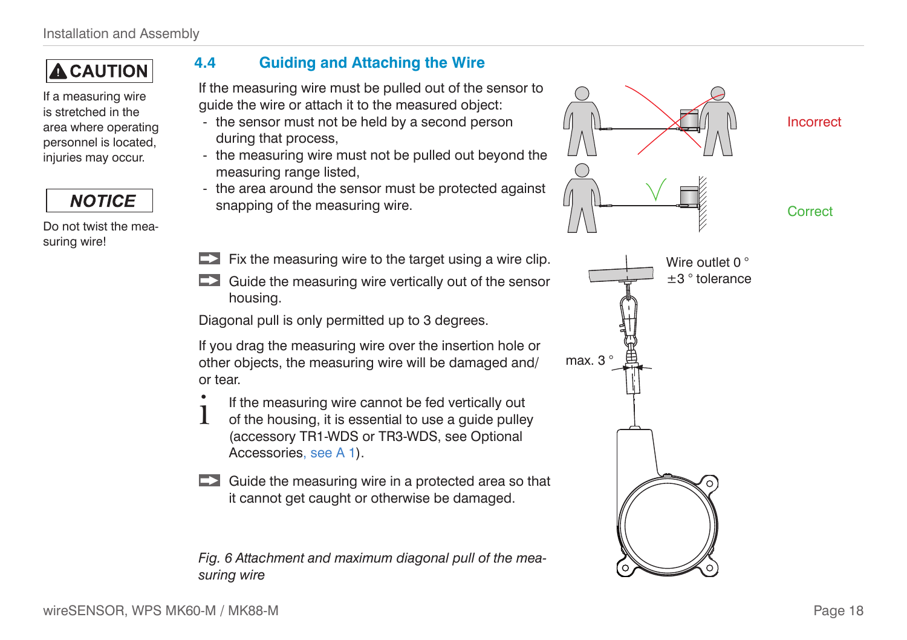**⚠ CAUTION**

If a measuring wire is stretched in the area where operating personnel is located, injuries may occur.

***NOTICE***

Do not twist the measuring wire!

### 4.4 Guiding and Attaching the Wire

If the measuring wire must be pulled out of the sensor to guide the wire or attach it to the measured object:

- the sensor must not be held by a second person during that process,
- the measuring wire must not be pulled out beyond the measuring range listed,
- the area around the sensor must be protected against snapping of the measuring wire.

Incorrect

Correct

➡ Fix the measuring wire to the target using a wire clip.

➡ Guide the measuring wire vertically out of the sensor housing.

Diagonal pull is only permitted up to 3 degrees.

If you drag the measuring wire over the insertion hole or other objects, the measuring wire will be damaged and/or tear.

ℹ If the measuring wire cannot be fed vertically out of the housing, it is essential to use a guide pulley (accessory TR1-WDS or TR3-WDS, see Optional Accessories, see A 1).

➡ Guide the measuring wire in a protected area so that it cannot get caught or otherwise be damaged.

Wire outlet 0 °
±3 ° tolerance

max. 3 °

*Fig. 6 Attachment and maximum diagonal pull of the measuring wire*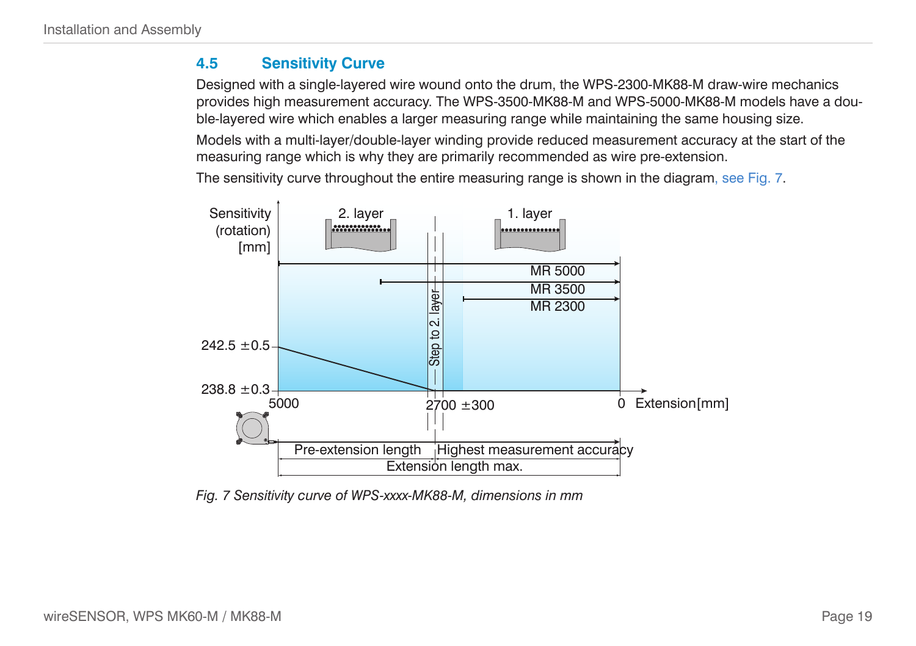## 4.5 Sensitivity Curve

Designed with a single-layered wire wound onto the drum, the WPS-2300-MK88-M draw-wire mechanics provides high measurement accuracy. The WPS-3500-MK88-M and WPS-5000-MK88-M models have a double-layered wire which enables a larger measuring range while maintaining the same housing size.

Models with a multi-layer/double-layer winding provide reduced measurement accuracy at the start of the measuring range which is why they are primarily recommended as wire pre-extension.

The sensitivity curve throughout the entire measuring range is shown in the diagram, see Fig. 7.

*Fig. 7 Sensitivity curve of WPS-xxxx-MK88-M, dimensions in mm*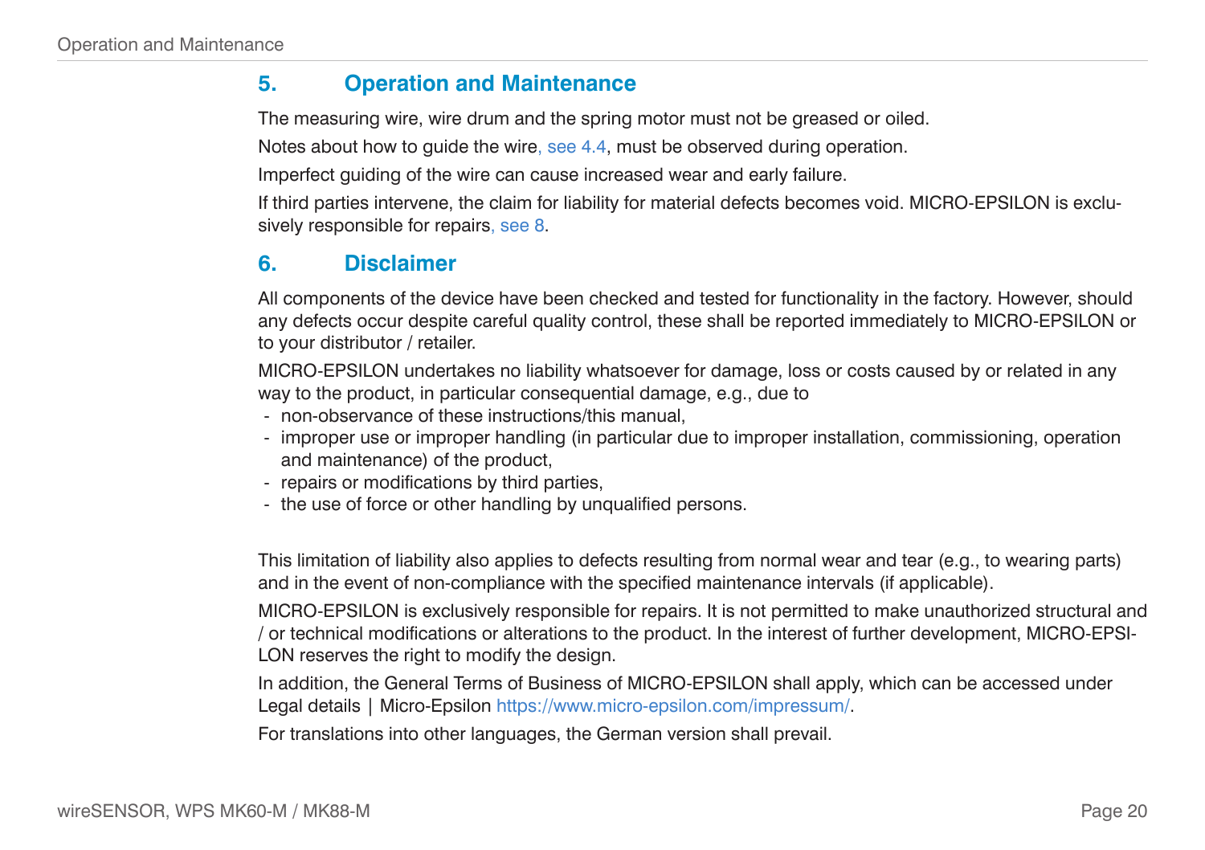## 5. Operation and Maintenance

The measuring wire, wire drum and the spring motor must not be greased or oiled.

Notes about how to guide the wire, see 4.4, must be observed during operation.

Imperfect guiding of the wire can cause increased wear and early failure.

If third parties intervene, the claim for liability for material defects becomes void. MICRO-EPSILON is exclusively responsible for repairs, see 8.

## 6. Disclaimer

All components of the device have been checked and tested for functionality in the factory. However, should any defects occur despite careful quality control, these shall be reported immediately to MICRO-EPSILON or to your distributor / retailer.

MICRO-EPSILON undertakes no liability whatsoever for damage, loss or costs caused by or related in any way to the product, in particular consequential damage, e.g., due to

- non-observance of these instructions/this manual,
- improper use or improper handling (in particular due to improper installation, commissioning, operation and maintenance) of the product,
- repairs or modifications by third parties,
- the use of force or other handling by unqualified persons.

This limitation of liability also applies to defects resulting from normal wear and tear (e.g., to wearing parts) and in the event of non-compliance with the specified maintenance intervals (if applicable).

MICRO-EPSILON is exclusively responsible for repairs. It is not permitted to make unauthorized structural and / or technical modifications or alterations to the product. In the interest of further development, MICRO-EPSILON reserves the right to modify the design.

In addition, the General Terms of Business of MICRO-EPSILON shall apply, which can be accessed under Legal details | Micro-Epsilon https://www.micro-epsilon.com/impressum/.

For translations into other languages, the German version shall prevail.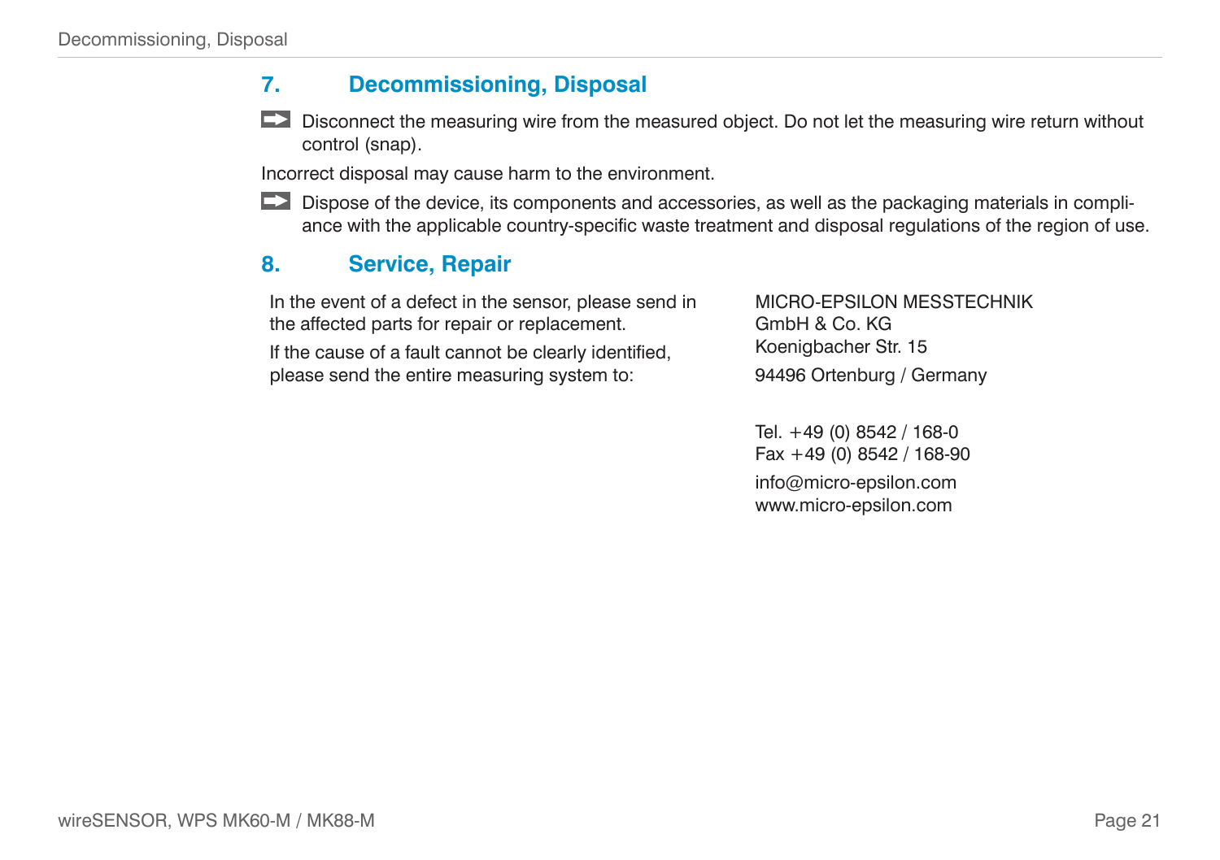## 7. Decommissioning, Disposal

- Disconnect the measuring wire from the measured object. Do not let the measuring wire return without control (snap).

Incorrect disposal may cause harm to the environment.

- Dispose of the device, its components and accessories, as well as the packaging materials in compliance with the applicable country-specific waste treatment and disposal regulations of the region of use.

## 8. Service, Repair

In the event of a defect in the sensor, please send in the affected parts for repair or replacement.

If the cause of a fault cannot be clearly identified, please send the entire measuring system to:

MICRO-EPSILON MESSTECHNIK
GmbH & Co. KG
Koenigbacher Str. 15

94496 Ortenburg / Germany

Tel. +49 (0) 8542 / 168-0
Fax +49 (0) 8542 / 168-90

info@micro-epsilon.com
www.micro-epsilon.com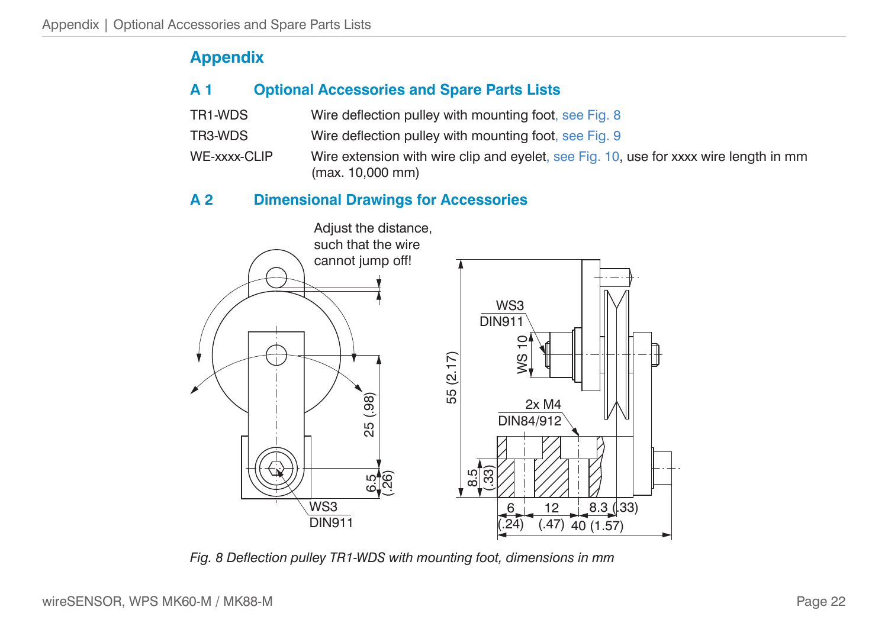# Appendix

## A 1 Optional Accessories and Spare Parts Lists

| | |
|---|---|
| TR1-WDS | Wire deflection pulley with mounting foot, see Fig. 8 |
| TR3-WDS | Wire deflection pulley with mounting foot, see Fig. 9 |
| WE-xxxx-CLIP | Wire extension with wire clip and eyelet, see Fig. 10, use for xxxx wire length in mm (max. 10,000 mm) |

## A 2 Dimensional Drawings for Accessories

*Fig. 8 Deflection pulley TR1-WDS with mounting foot, dimensions in mm*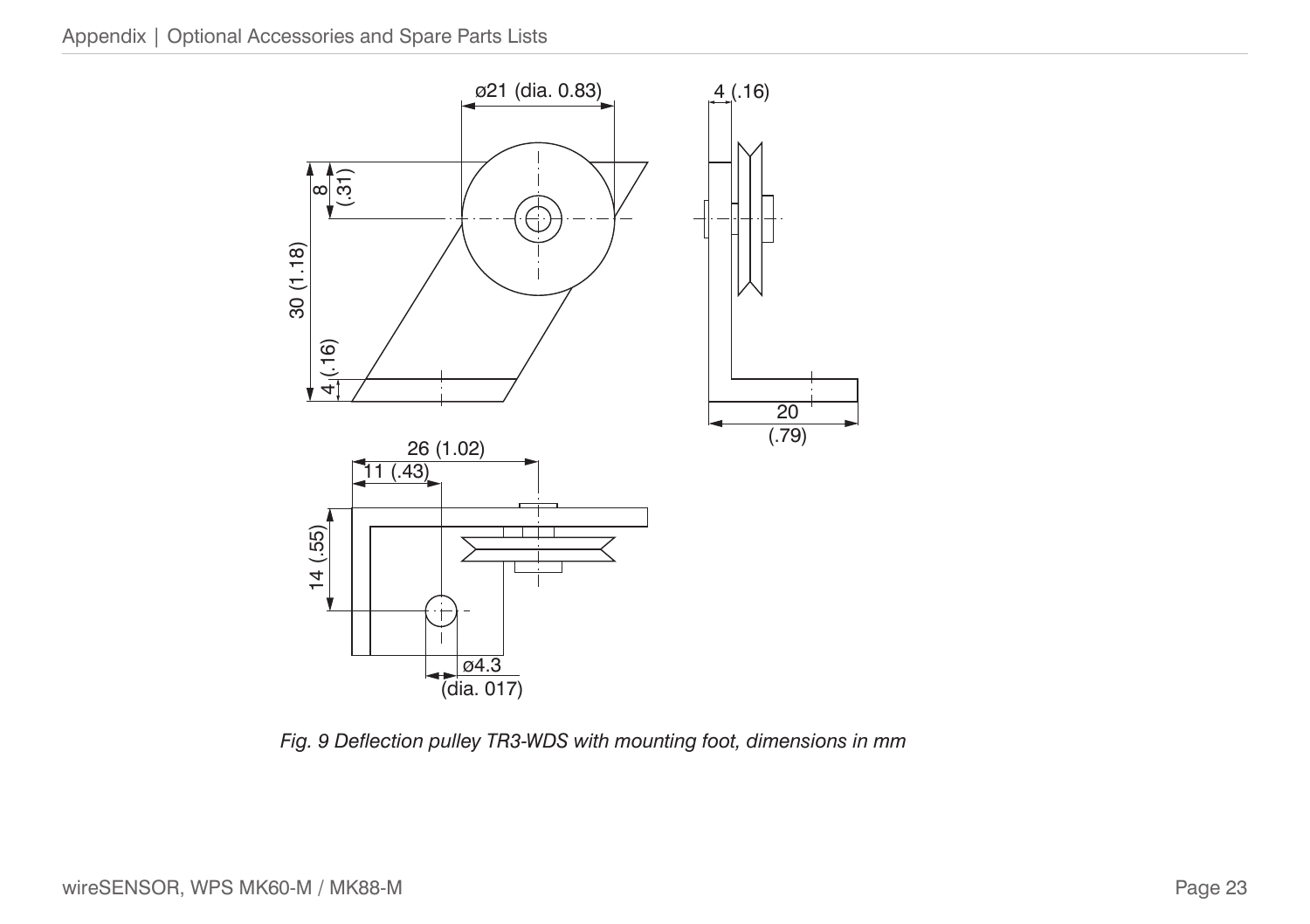ø21 (dia. 0.83)

4 (.16)

8 (.31)

30 (1.18)

4 (.16)

20 (.79)

26 (1.02)

11 (.43)

14 (.55)

ø4.3 (dia. 017)

*Fig. 9 Deflection pulley TR3-WDS with mounting foot, dimensions in mm*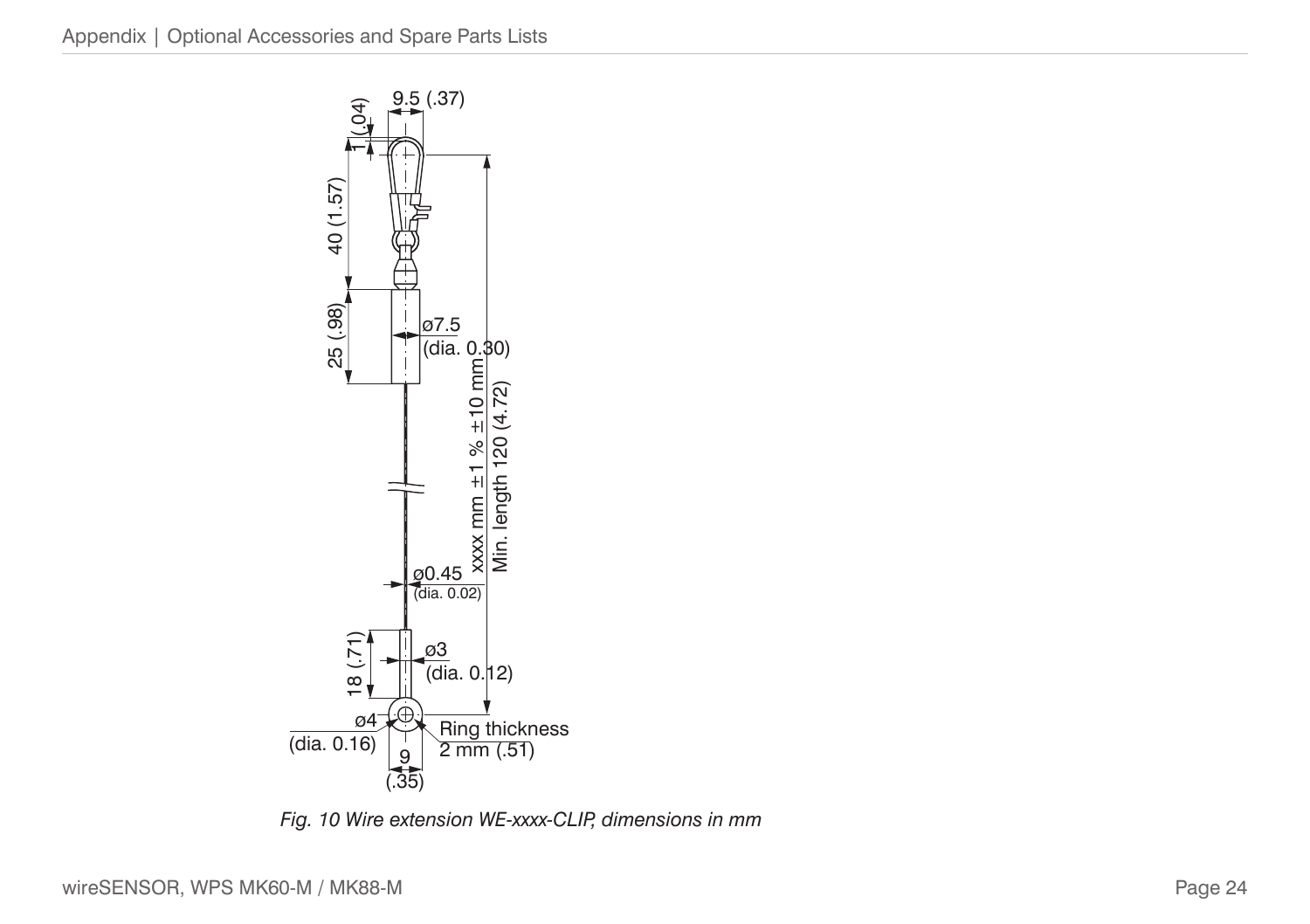*Fig. 10 Wire extension WE-xxxx-CLIP, dimensions in mm*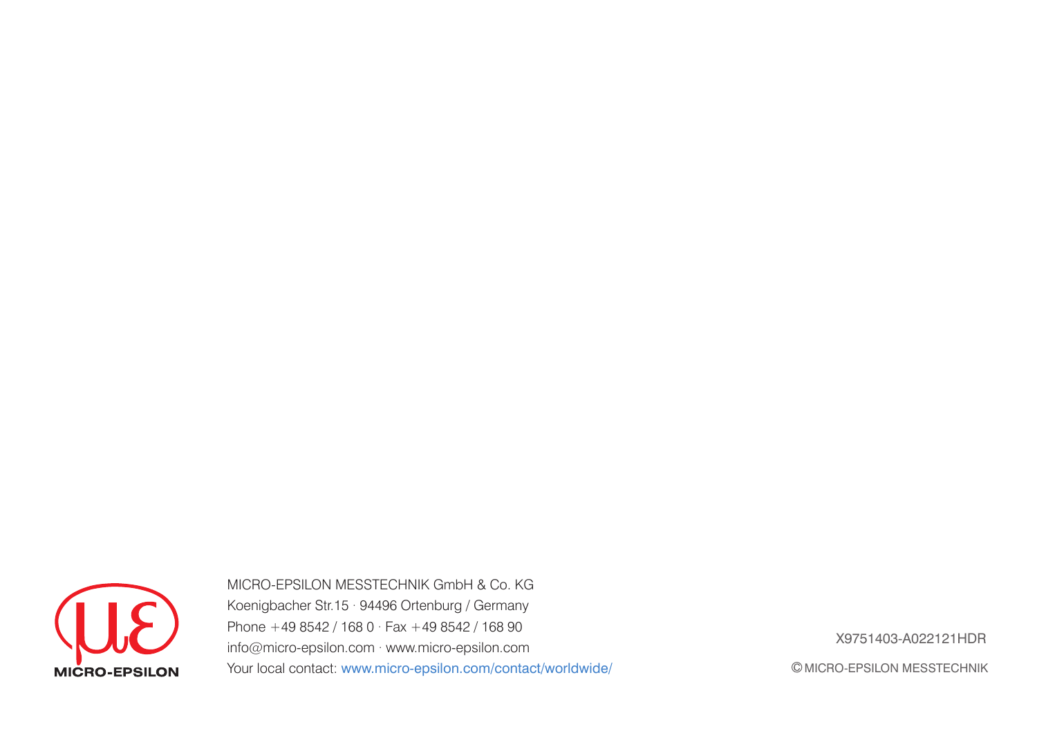MICRO-EPSILON

MICRO-EPSILON MESSTECHNIK GmbH & Co. KG
Koenigbacher Str.15 · 94496 Ortenburg / Germany
Phone +49 8542 / 168 0 · Fax +49 8542 / 168 90
info@micro-epsilon.com · www.micro-epsilon.com
Your local contact: www.micro-epsilon.com/contact/worldwide/

X9751403-A022121HDR

© MICRO-EPSILON MESSTECHNIK